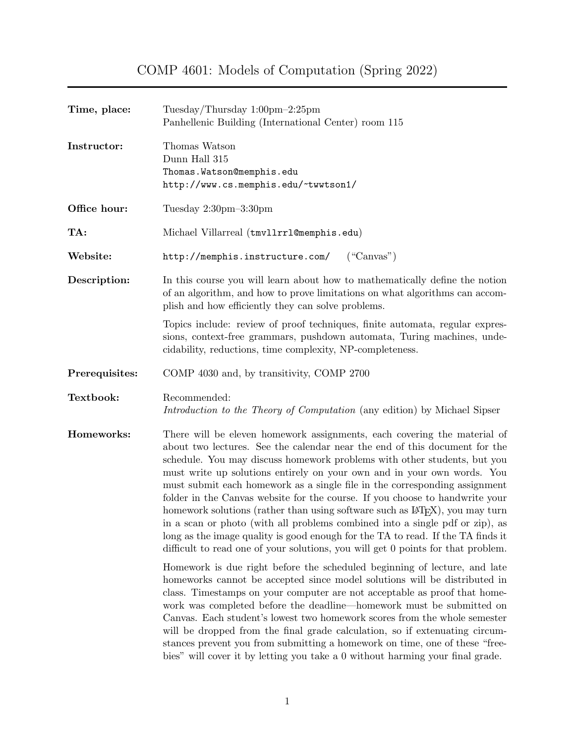# COMP 4601: Models of Computation (Spring 2022)

**Time, place:** Tuesday/Thursday 1:00pm–2:25pm
Panhellenic Building (International Center) room 115

**Instructor:** Thomas Watson
Dunn Hall 315
`Thomas.Watson@memphis.edu`
`http://www.cs.memphis.edu/~twwtson1/`

**Office hour:** Tuesday 2:30pm–3:30pm

**TA:** Michael Villarreal (`tmvllrrl@memphis.edu`)

**Website:** `http://memphis.instructure.com/` ("Canvas")

**Description:** In this course you will learn about how to mathematically define the notion of an algorithm, and how to prove limitations on what algorithms can accomplish and how efficiently they can solve problems.

Topics include: review of proof techniques, finite automata, regular expressions, context-free grammars, pushdown automata, Turing machines, undecidability, reductions, time complexity, NP-completeness.

**Prerequisites:** COMP 4030 and, by transitivity, COMP 2700

**Textbook:** Recommended:
*Introduction to the Theory of Computation* (any edition) by Michael Sipser

**Homeworks:** There will be eleven homework assignments, each covering the material of about two lectures. See the calendar near the end of this document for the schedule. You may discuss homework problems with other students, but you must write up solutions entirely on your own and in your own words. You must submit each homework as a single file in the corresponding assignment folder in the Canvas website for the course. If you choose to handwrite your homework solutions (rather than using software such as LaTeX), you may turn in a scan or photo (with all problems combined into a single pdf or zip), as long as the image quality is good enough for the TA to read. If the TA finds it difficult to read one of your solutions, you will get 0 points for that problem.

Homework is due right before the scheduled beginning of lecture, and late homeworks cannot be accepted since model solutions will be distributed in class. Timestamps on your computer are not acceptable as proof that homework was completed before the deadline—homework must be submitted on Canvas. Each student's lowest two homework scores from the whole semester will be dropped from the final grade calculation, so if extenuating circumstances prevent you from submitting a homework on time, one of these "freebies" will cover it by letting you take a 0 without harming your final grade.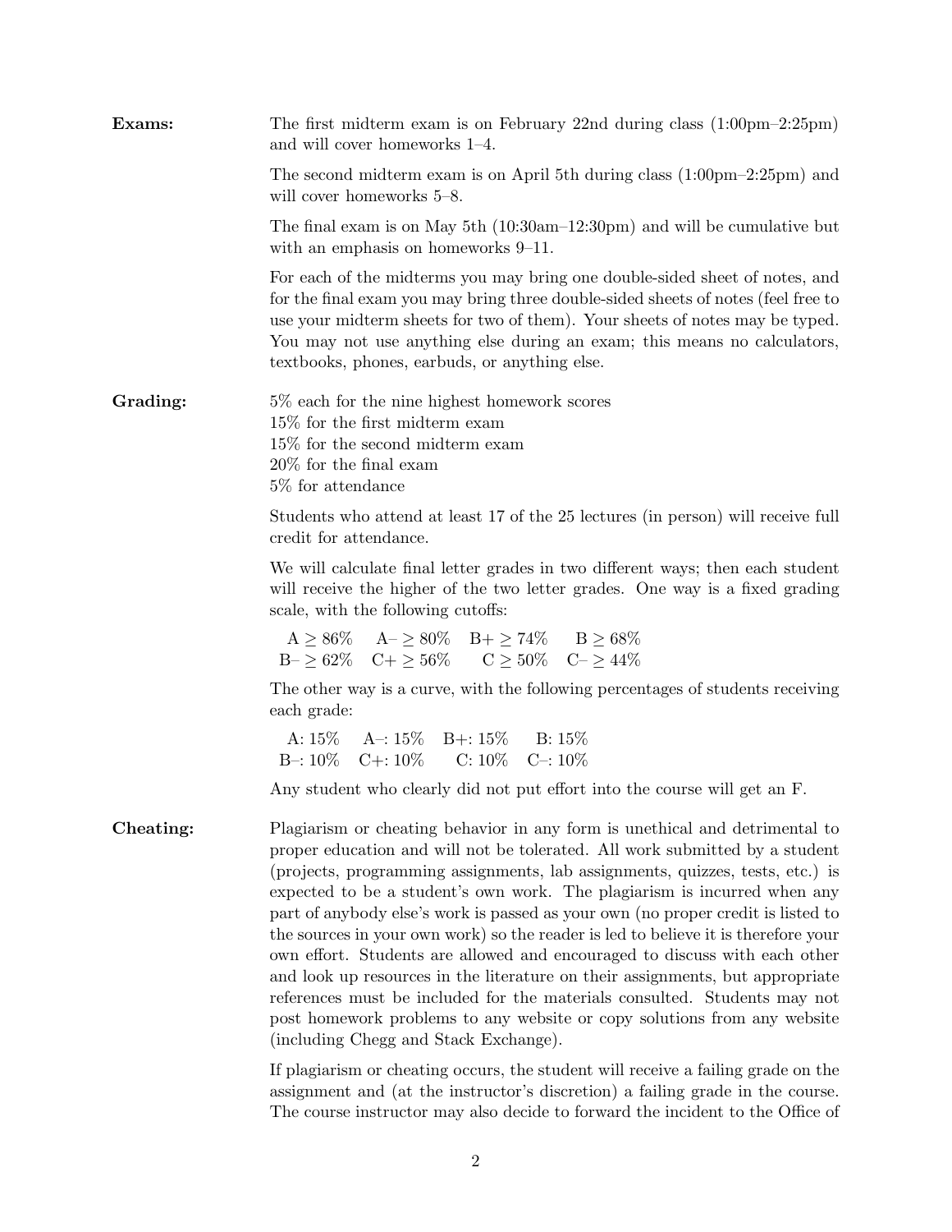**Exams:**

The first midterm exam is on February 22nd during class (1:00pm–2:25pm) and will cover homeworks 1–4.

The second midterm exam is on April 5th during class (1:00pm–2:25pm) and will cover homeworks 5–8.

The final exam is on May 5th (10:30am–12:30pm) and will be cumulative but with an emphasis on homeworks 9–11.

For each of the midterms you may bring one double-sided sheet of notes, and for the final exam you may bring three double-sided sheets of notes (feel free to use your midterm sheets for two of them). Your sheets of notes may be typed. You may not use anything else during an exam; this means no calculators, textbooks, phones, earbuds, or anything else.

**Grading:**

5% each for the nine highest homework scores
15% for the first midterm exam
15% for the second midterm exam
20% for the final exam
5% for attendance

Students who attend at least 17 of the 25 lectures (in person) will receive full credit for attendance.

We will calculate final letter grades in two different ways; then each student will receive the higher of the two letter grades. One way is a fixed grading scale, with the following cutoffs:

A $\geq$ 86% A– $\geq$ 80% B+ $\geq$ 74% B $\geq$ 68%
B– $\geq$ 62% C+ $\geq$ 56% C $\geq$ 50% C– $\geq$ 44%

The other way is a curve, with the following percentages of students receiving each grade:

A: 15% A–: 15% B+: 15% B: 15%
B–: 10% C+: 10% C: 10% C–: 10%

Any student who clearly did not put effort into the course will get an F.

**Cheating:**

Plagiarism or cheating behavior in any form is unethical and detrimental to proper education and will not be tolerated. All work submitted by a student (projects, programming assignments, lab assignments, quizzes, tests, etc.) is expected to be a student's own work. The plagiarism is incurred when any part of anybody else's work is passed as your own (no proper credit is listed to the sources in your own work) so the reader is led to believe it is therefore your own effort. Students are allowed and encouraged to discuss with each other and look up resources in the literature on their assignments, but appropriate references must be included for the materials consulted. Students may not post homework problems to any website or copy solutions from any website (including Chegg and Stack Exchange).

If plagiarism or cheating occurs, the student will receive a failing grade on the assignment and (at the instructor's discretion) a failing grade in the course. The course instructor may also decide to forward the incident to the Office of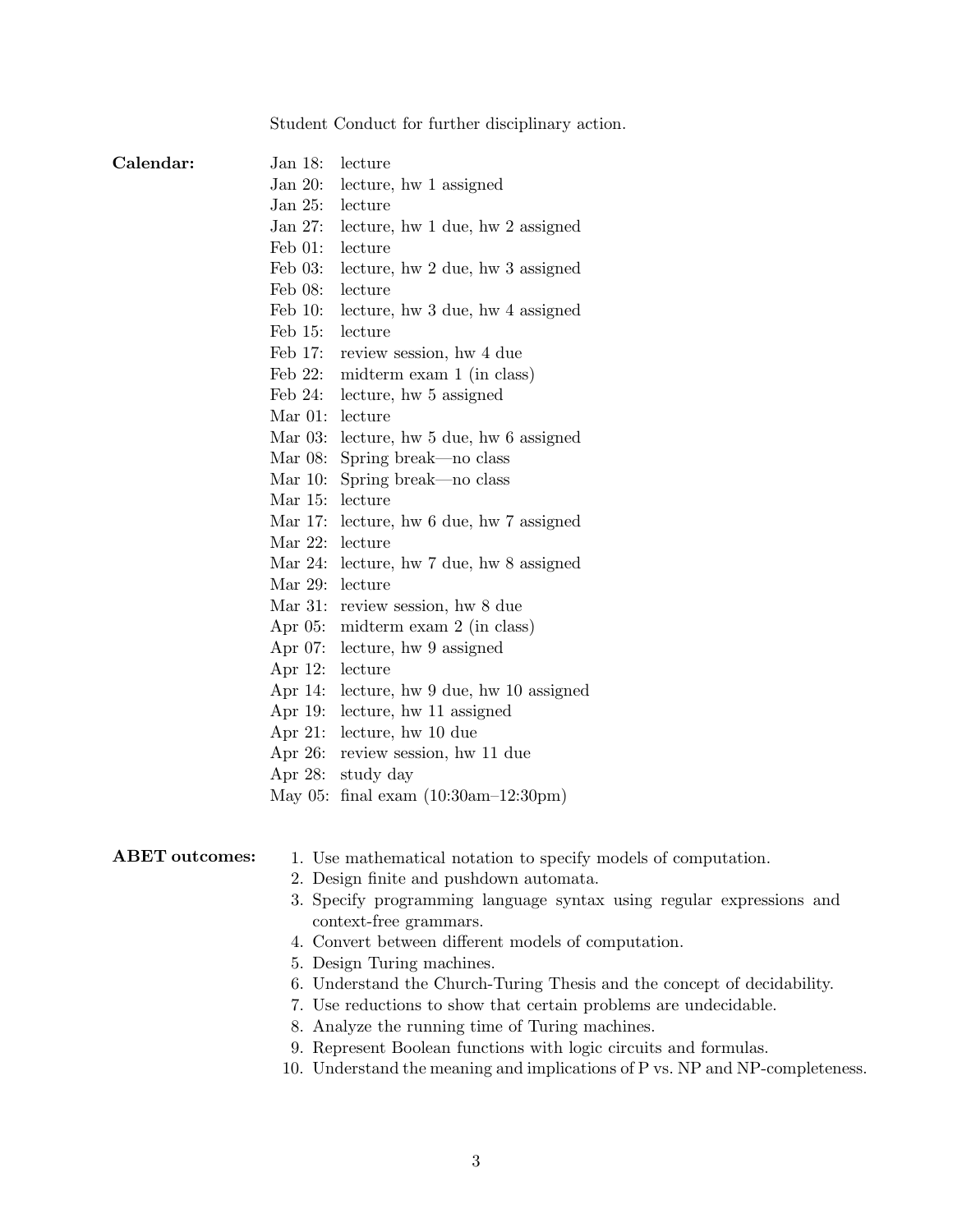Student Conduct for further disciplinary action.

**Calendar:**

| | |
|---|---|
| Jan 18: | lecture |
| Jan 20: | lecture, hw 1 assigned |
| Jan 25: | lecture |
| Jan 27: | lecture, hw 1 due, hw 2 assigned |
| Feb 01: | lecture |
| Feb 03: | lecture, hw 2 due, hw 3 assigned |
| Feb 08: | lecture |
| Feb 10: | lecture, hw 3 due, hw 4 assigned |
| Feb 15: | lecture |
| Feb 17: | review session, hw 4 due |
| Feb 22: | midterm exam 1 (in class) |
| Feb 24: | lecture, hw 5 assigned |
| Mar 01: | lecture |
| Mar 03: | lecture, hw 5 due, hw 6 assigned |
| Mar 08: | Spring break—no class |
| Mar 10: | Spring break—no class |
| Mar 15: | lecture |
| Mar 17: | lecture, hw 6 due, hw 7 assigned |
| Mar 22: | lecture |
| Mar 24: | lecture, hw 7 due, hw 8 assigned |
| Mar 29: | lecture |
| Mar 31: | review session, hw 8 due |
| Apr 05: | midterm exam 2 (in class) |
| Apr 07: | lecture, hw 9 assigned |
| Apr 12: | lecture |
| Apr 14: | lecture, hw 9 due, hw 10 assigned |
| Apr 19: | lecture, hw 11 assigned |
| Apr 21: | lecture, hw 10 due |
| Apr 26: | review session, hw 11 due |
| Apr 28: | study day |
| May 05: | final exam (10:30am–12:30pm) |

**ABET outcomes:**

1. Use mathematical notation to specify models of computation.
2. Design finite and pushdown automata.
3. Specify programming language syntax using regular expressions and context-free grammars.
4. Convert between different models of computation.
5. Design Turing machines.
6. Understand the Church-Turing Thesis and the concept of decidability.
7. Use reductions to show that certain problems are undecidable.
8. Analyze the running time of Turing machines.
9. Represent Boolean functions with logic circuits and formulas.
10. Understand the meaning and implications of P vs. NP and NP-completeness.